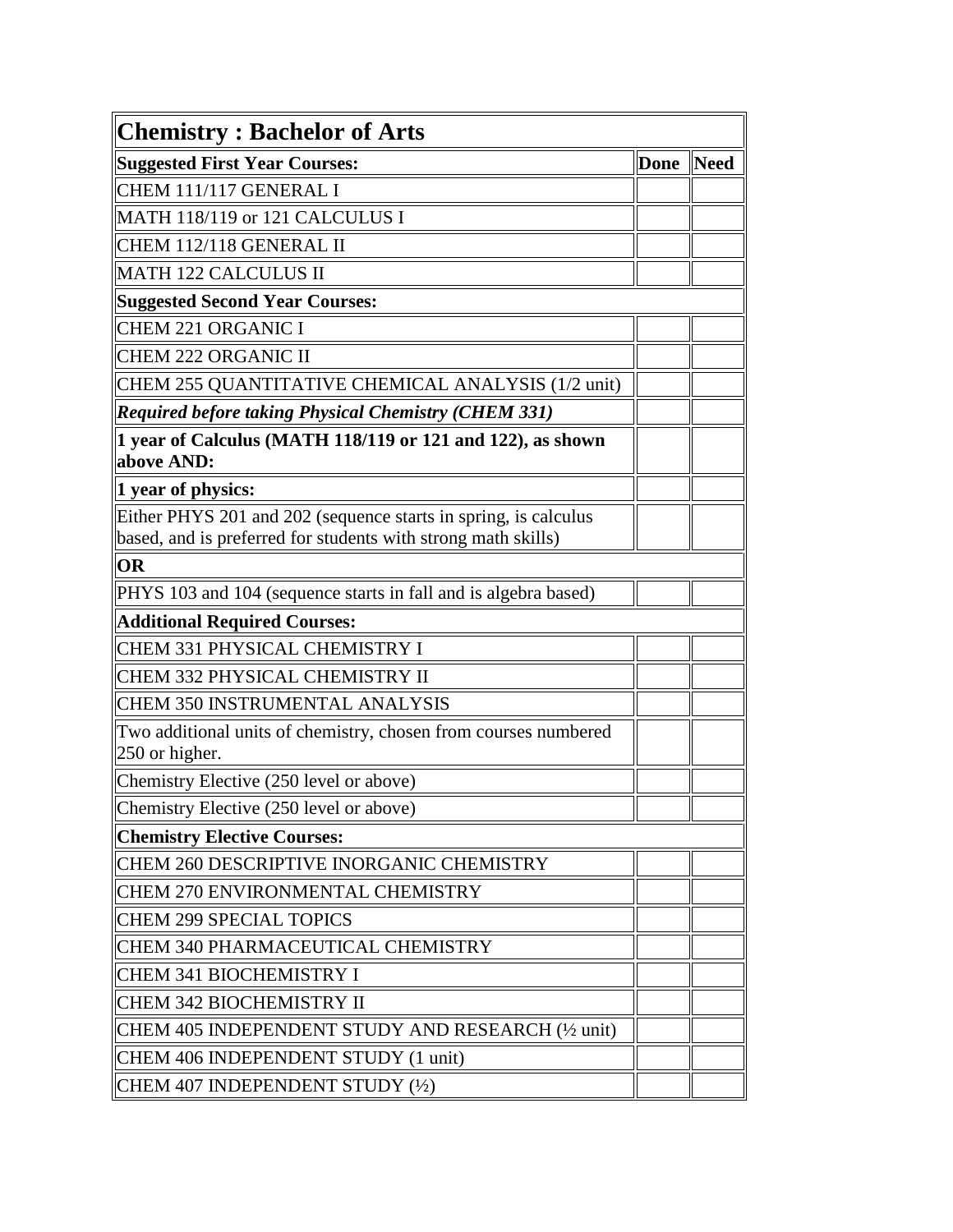| Chemistry : Bachelor of Arts | | |
|---|---|---|
| **Suggested First Year Courses:** | **Done** | **Need** |
| CHEM 111/117 GENERAL I | | |
| MATH 118/119 or 121 CALCULUS I | | |
| CHEM 112/118 GENERAL II | | |
| MATH 122 CALCULUS II | | |
| **Suggested Second Year Courses:** | | |
| CHEM 221 ORGANIC I | | |
| CHEM 222 ORGANIC II | | |
| CHEM 255 QUANTITATIVE CHEMICAL ANALYSIS (1/2 unit) | | |
| ***Required before taking Physical Chemistry (CHEM 331)*** | | |
| **1 year of Calculus (MATH 118/119 or 121 and 122), as shown above AND:** | | |
| **1 year of physics:** | | |
| Either PHYS 201 and 202 (sequence starts in spring, is calculus based, and is preferred for students with strong math skills) | | |
| **OR** | | |
| PHYS 103 and 104 (sequence starts in fall and is algebra based) | | |
| **Additional Required Courses:** | | |
| CHEM 331 PHYSICAL CHEMISTRY I | | |
| CHEM 332 PHYSICAL CHEMISTRY II | | |
| CHEM 350 INSTRUMENTAL ANALYSIS | | |
| Two additional units of chemistry, chosen from courses numbered 250 or higher. | | |
| Chemistry Elective (250 level or above) | | |
| Chemistry Elective (250 level or above) | | |
| **Chemistry Elective Courses:** | | |
| CHEM 260 DESCRIPTIVE INORGANIC CHEMISTRY | | |
| CHEM 270 ENVIRONMENTAL CHEMISTRY | | |
| CHEM 299 SPECIAL TOPICS | | |
| CHEM 340 PHARMACEUTICAL CHEMISTRY | | |
| CHEM 341 BIOCHEMISTRY I | | |
| CHEM 342 BIOCHEMISTRY II | | |
| CHEM 405 INDEPENDENT STUDY AND RESEARCH (½ unit) | | |
| CHEM 406 INDEPENDENT STUDY (1 unit) | | |
| CHEM 407 INDEPENDENT STUDY (½) | | |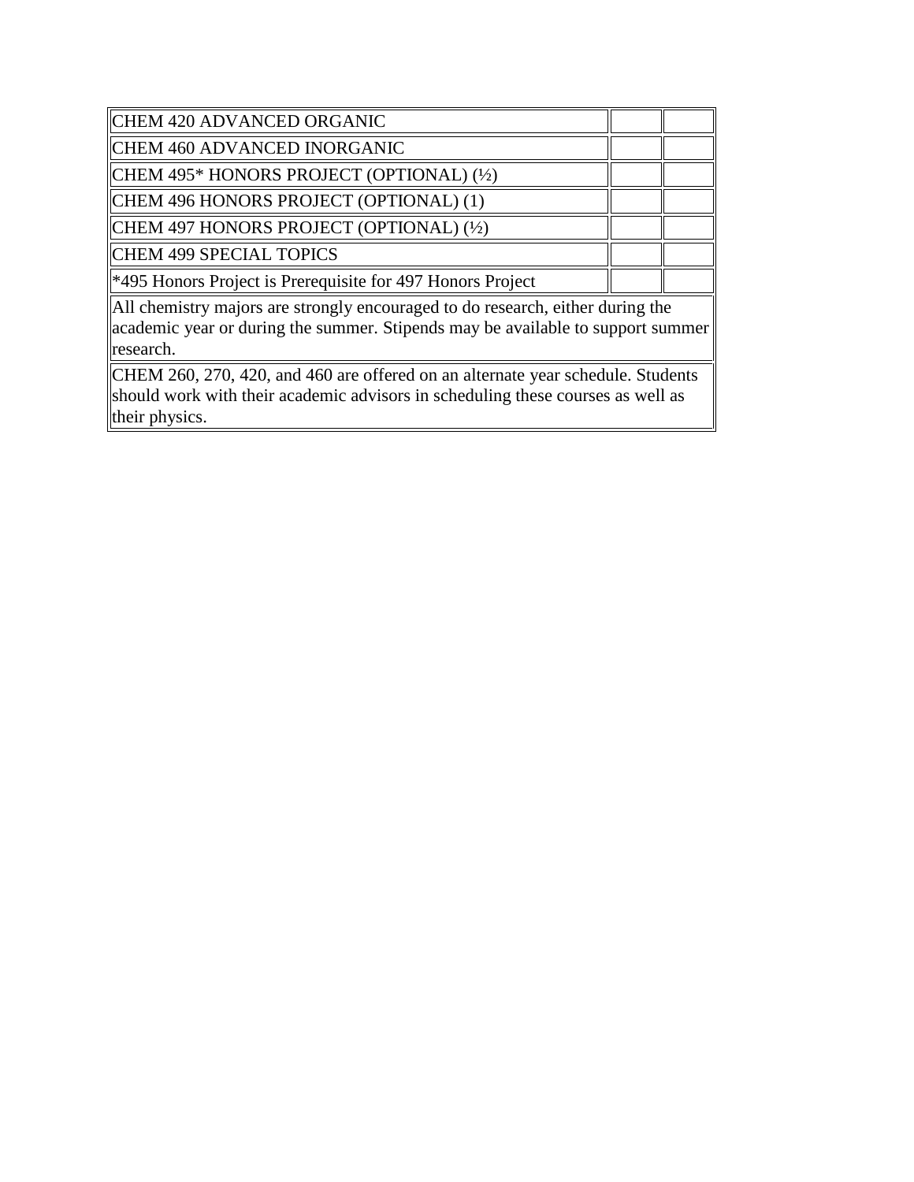| | | |
|---|---|---|
| CHEM 420 ADVANCED ORGANIC | | |
| CHEM 460 ADVANCED INORGANIC | | |
| CHEM 495* HONORS PROJECT (OPTIONAL) (½) | | |
| CHEM 496 HONORS PROJECT (OPTIONAL) (1) | | |
| CHEM 497 HONORS PROJECT (OPTIONAL) (½) | | |
| CHEM 499 SPECIAL TOPICS | | |
| *495 Honors Project is Prerequisite for 497 Honors Project | | |
| All chemistry majors are strongly encouraged to do research, either during the academic year or during the summer. Stipends may be available to support summer research. | | |
| CHEM 260, 270, 420, and 460 are offered on an alternate year schedule. Students should work with their academic advisors in scheduling these courses as well as their physics. | | |